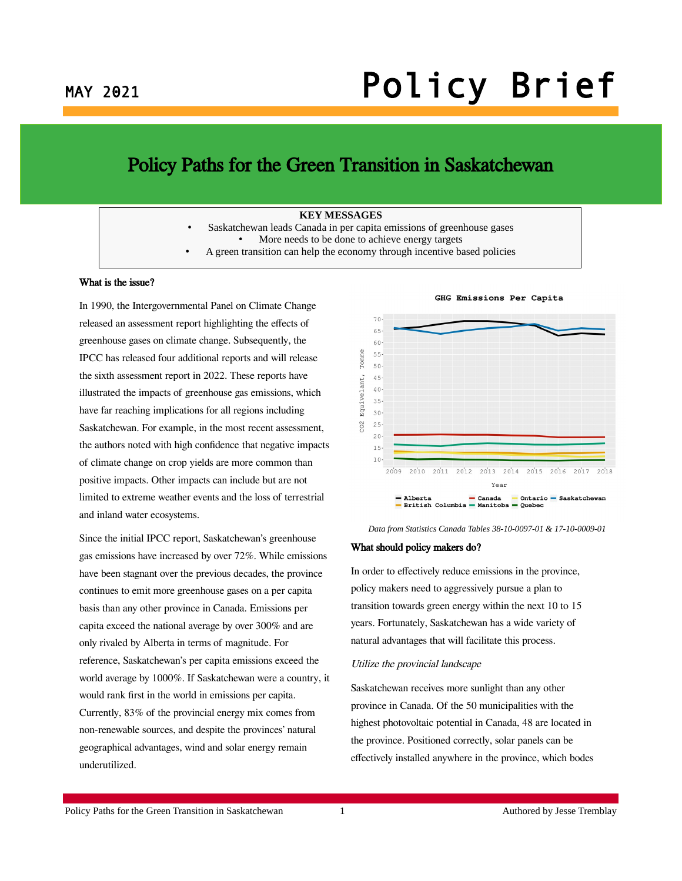MAY 2021

# Policy Brief

## Policy Paths for the Green Transition in Saskatchewan

**KEY MESSAGES**

- Saskatchewan leads Canada in per capita emissions of greenhouse gases
- More needs to be done to achieve energy targets
- A green transition can help the economy through incentive based policies

### What is the issue?

In 1990, the Intergovernmental Panel on Climate Change released an assessment report highlighting the effects of greenhouse gases on climate change. Subsequently, the IPCC has released four additional reports and will release the sixth assessment report in 2022. These reports have illustrated the impacts of greenhouse gas emissions, which have far reaching implications for all regions including Saskatchewan. For example, in the most recent assessment, the authors noted with high confidence that negative impacts of climate change on crop yields are more common than positive impacts. Other impacts can include but are not limited to extreme weather events and the loss of terrestrial and inland water ecosystems.

Since the initial IPCC report, Saskatchewan's greenhouse gas emissions have increased by over 72%. While emissions have been stagnant over the previous decades, the province continues to emit more greenhouse gases on a per capita basis than any other province in Canada. Emissions per capita exceed the national average by over 300% and are only rivaled by Alberta in terms of magnitude. For reference, Saskatchewan's per capita emissions exceed the world average by 1000%. If Saskatchewan were a country, it would rank first in the world in emissions per capita. Currently, 83% of the provincial energy mix comes from non-renewable sources, and despite the provinces' natural geographical advantages, wind and solar energy remain underutilized.

*Data from Statistics Canada Tables 38-10-0097-01 & 17-10-0009-01*

### What should policy makers do?

In order to effectively reduce emissions in the province, policy makers need to aggressively pursue a plan to transition towards green energy within the next 10 to 15 years. Fortunately, Saskatchewan has a wide variety of natural advantages that will facilitate this process.

*Utilize the provincial landscape*

Saskatchewan receives more sunlight than any other province in Canada. Of the 50 municipalities with the highest photovoltaic potential in Canada, 48 are located in the province. Positioned correctly, solar panels can be effectively installed anywhere in the province, which bodes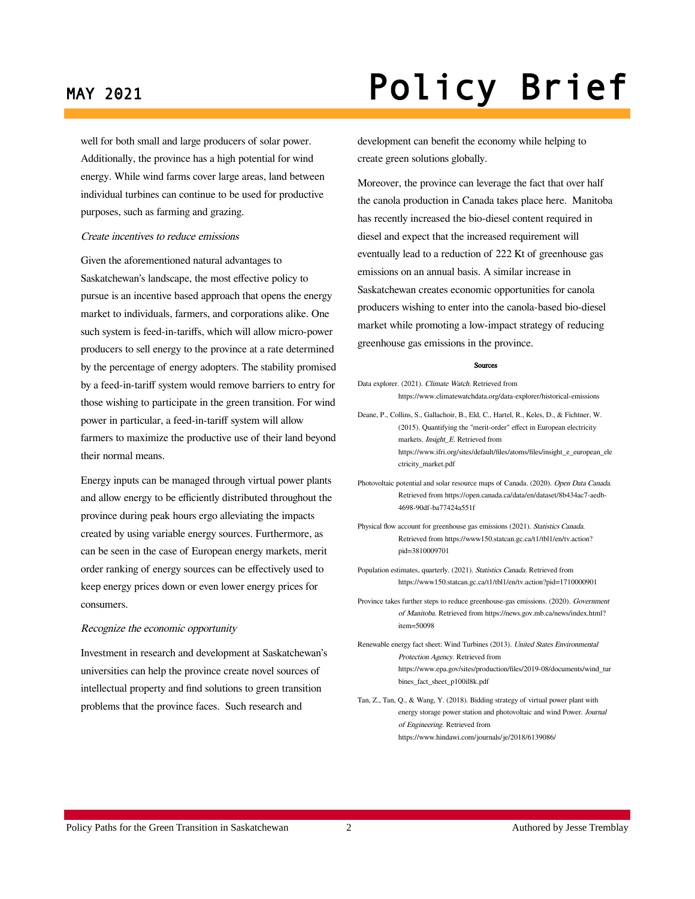well for both small and large producers of solar power. Additionally, the province has a high potential for wind energy. While wind farms cover large areas, land between individual turbines can continue to be used for productive purposes, such as farming and grazing.

*Create incentives to reduce emissions*

Given the aforementioned natural advantages to Saskatchewan's landscape, the most effective policy to pursue is an incentive based approach that opens the energy market to individuals, farmers, and corporations alike. One such system is feed-in-tariffs, which will allow micro-power producers to sell energy to the province at a rate determined by the percentage of energy adopters. The stability promised by a feed-in-tariff system would remove barriers to entry for those wishing to participate in the green transition. For wind power in particular, a feed-in-tariff system will allow farmers to maximize the productive use of their land beyond their normal means.

Energy inputs can be managed through virtual power plants and allow energy to be efficiently distributed throughout the province during peak hours ergo alleviating the impacts created by using variable energy sources. Furthermore, as can be seen in the case of European energy markets, merit order ranking of energy sources can be effectively used to keep energy prices down or even lower energy prices for consumers.

*Recognize the economic opportunity*

Investment in research and development at Saskatchewan's universities can help the province create novel sources of intellectual property and find solutions to green transition problems that the province faces. Such research and development can benefit the economy while helping to create green solutions globally.

Moreover, the province can leverage the fact that over half the canola production in Canada takes place here. Manitoba has recently increased the bio-diesel content required in diesel and expect that the increased requirement will eventually lead to a reduction of 222 Kt of greenhouse gas emissions on an annual basis. A similar increase in Saskatchewan creates economic opportunities for canola producers wishing to enter into the canola-based bio-diesel market while promoting a low-impact strategy of reducing greenhouse gas emissions in the province.

**Sources**

Data explorer. (2021). *Climate Watch*. Retrieved from https://www.climatewatchdata.org/data-explorer/historical-emissions

Deane, P., Collins, S., Gallachoir, B., Eld, C., Hartel, R., Keles, D., & Fichtner, W. (2015). Quantifying the "merit-order" effect in European electricity markets. *Insight_E*. Retrieved from https://www.ifri.org/sites/default/files/atoms/files/insight_e_european_electricity_market.pdf

Photovoltaic potential and solar resource maps of Canada. (2020). *Open Data Canada*. Retrieved from https://open.canada.ca/data/en/dataset/8b434ac7-aedb-4698-90df-ba77424a551f

Physical flow account for greenhouse gas emissions (2021). *Statistics Canada*. Retrieved from https://www150.statcan.gc.ca/t1/tbl1/en/tv.action?pid=3810009701

Population estimates, quarterly. (2021). *Statistics Canada*. Retrieved from https://www150.statcan.gc.ca/t1/tbl1/en/tv.action?pid=1710000901

Province takes further steps to reduce greenhouse-gas emissions. (2020). *Government of Manitoba*. Retrieved from https://news.gov.mb.ca/news/index.html?item=50098

Renewable energy fact sheet: Wind Turbines (2013). *United States Environmental Protection Agency*. Retrieved from https://www.epa.gov/sites/production/files/2019-08/documents/wind_turbines_fact_sheet_p100il8k.pdf

Tan, Z., Tan, Q., & Wang, Y. (2018). Bidding strategy of virtual power plant with energy storage power station and photovoltaic and wind Power. *Journal of Engineering*. Retrieved from https://www.hindawi.com/journals/je/2018/6139086/